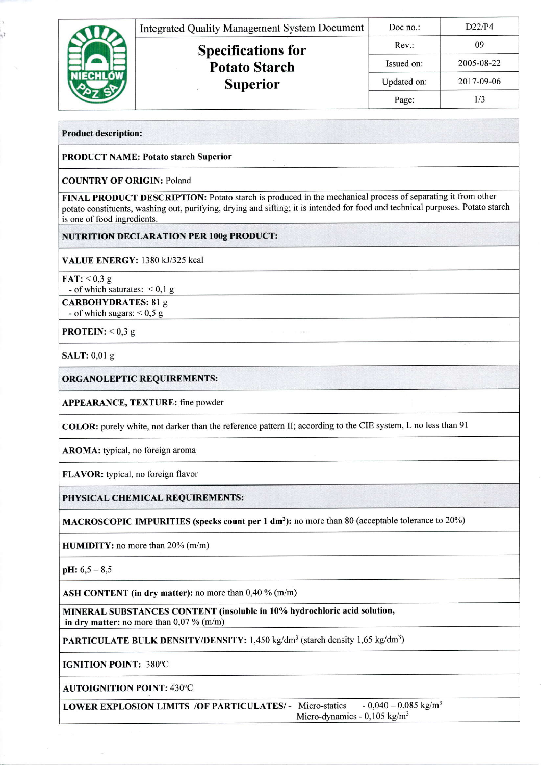| | Integrated Quality Management System Document | Doc no.: | D22/P4 |
|---|---|---|---|
| | **Specifications for Potato Starch Superior** | Rev.: | 09 |
| | | Issued on: | 2005-08-22 |
| | | Updated on: | 2017-09-06 |

**Product description:**

**PRODUCT NAME: Potato starch Superior**

**COUNTRY OF ORIGIN:** Poland

**FINAL PRODUCT DESCRIPTION:** Potato starch is produced in the mechanical process of separating it from other potato constituents, washing out, purifying, drying and sifting; it is intended for food and technical purposes. Potato starch is one of food ingredients.

**NUTRITION DECLARATION PER 100g PRODUCT:**

**VALUE ENERGY:** 1380 kJ/325 kcal

**FAT:** < 0,3 g
- of which saturates: < 0,1 g

**CARBOHYDRATES:** 81 g
- of which sugars: < 0,5 g

**PROTEIN:** < 0,3 g

**SALT:** 0,01 g

**ORGANOLEPTIC REQUIREMENTS:**

**APPEARANCE, TEXTURE:** fine powder

**COLOR:** purely white, not darker than the reference pattern II; according to the CIE system, L no less than 91

**AROMA:** typical, no foreign aroma

**FLAVOR:** typical, no foreign flavor

**PHYSICAL CHEMICAL REQUIREMENTS:**

**MACROSCOPIC IMPURITIES (specks count per 1 dm$^2$):** no more than 80 (acceptable tolerance to 20%)

**HUMIDITY:** no more than 20% (m/m)

**pH:** 6,5 – 8,5

**ASH CONTENT (in dry matter):** no more than 0,40 % (m/m)

**MINERAL SUBSTANCES CONTENT (insoluble in 10% hydrochloric acid solution, in dry matter:** no more than 0,07 % (m/m)

**PARTICULATE BULK DENSITY/DENSITY:** 1,450 kg/dm$^3$ (starch density 1,65 kg/dm$^3$)

**IGNITION POINT:** 380°C

**AUTOIGNITION POINT:** 430°C

**LOWER EXPLOSION LIMITS /OF PARTICULATES/** - Micro-statics - 0,040 – 0.085 kg/m$^3$
Micro-dynamics - 0,105 kg/m$^3$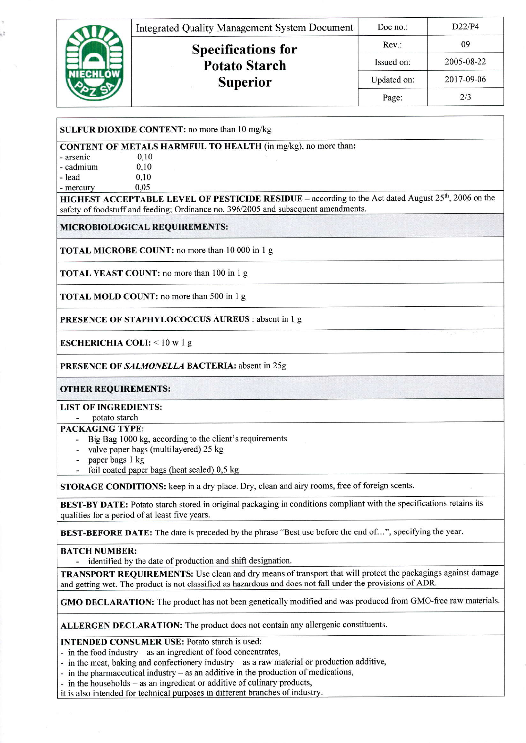**SULFUR DIOXIDE CONTENT:** no more than 10 mg/kg

**CONTENT OF METALS HARMFUL TO HEALTH** (in mg/kg), no more than:

- arsenic 0,10
- cadmium 0,10
- lead 0,10
- mercury 0,05

**HIGHEST ACCEPTABLE LEVEL OF PESTICIDE RESIDUE** – according to the Act dated August 25th, 2006 on the safety of foodstuff and feeding; Ordinance no. 396/2005 and subsequent amendments.

**MICROBIOLOGICAL REQUIREMENTS:**

**TOTAL MICROBE COUNT:** no more than 10 000 in 1 g

**TOTAL YEAST COUNT:** no more than 100 in 1 g

**TOTAL MOLD COUNT:** no more than 500 in 1 g

**PRESENCE OF STAPHYLOCOCCUS AUREUS** : absent in 1 g

**ESCHERICHIA COLI:** < 10 w 1 g

**PRESENCE OF *SALMONELLA* BACTERIA:** absent in 25g

**OTHER REQUIREMENTS:**

**LIST OF INGREDIENTS:**

- potato starch

**PACKAGING TYPE:**

- Big Bag 1000 kg, according to the client's requirements
- valve paper bags (multilayered) 25 kg
- paper bags 1 kg
- foil coated paper bags (heat sealed) 0,5 kg

**STORAGE CONDITIONS:** keep in a dry place. Dry, clean and airy rooms, free of foreign scents.

**BEST-BY DATE:** Potato starch stored in original packaging in conditions compliant with the specifications retains its qualities for a period of at least five years.

**BEST-BEFORE DATE:** The date is preceded by the phrase "Best use before the end of…", specifying the year.

**BATCH NUMBER:**

- identified by the date of production and shift designation.

**TRANSPORT REQUIREMENTS:** Use clean and dry means of transport that will protect the packagings against damage and getting wet. The product is not classified as hazardous and does not fall under the provisions of ADR.

**GMO DECLARATION:** The product has not been genetically modified and was produced from GMO-free raw materials.

**ALLERGEN DECLARATION:** The product does not contain any allergenic constituents.

**INTENDED CONSUMER USE:** Potato starch is used:

- in the food industry – as an ingredient of food concentrates,
- in the meat, baking and confectionery industry – as a raw material or production additive,
- in the pharmaceutical industry – as an additive in the production of medications,
- in the households – as an ingredient or additive of culinary products,

it is also intended for technical purposes in different branches of industry.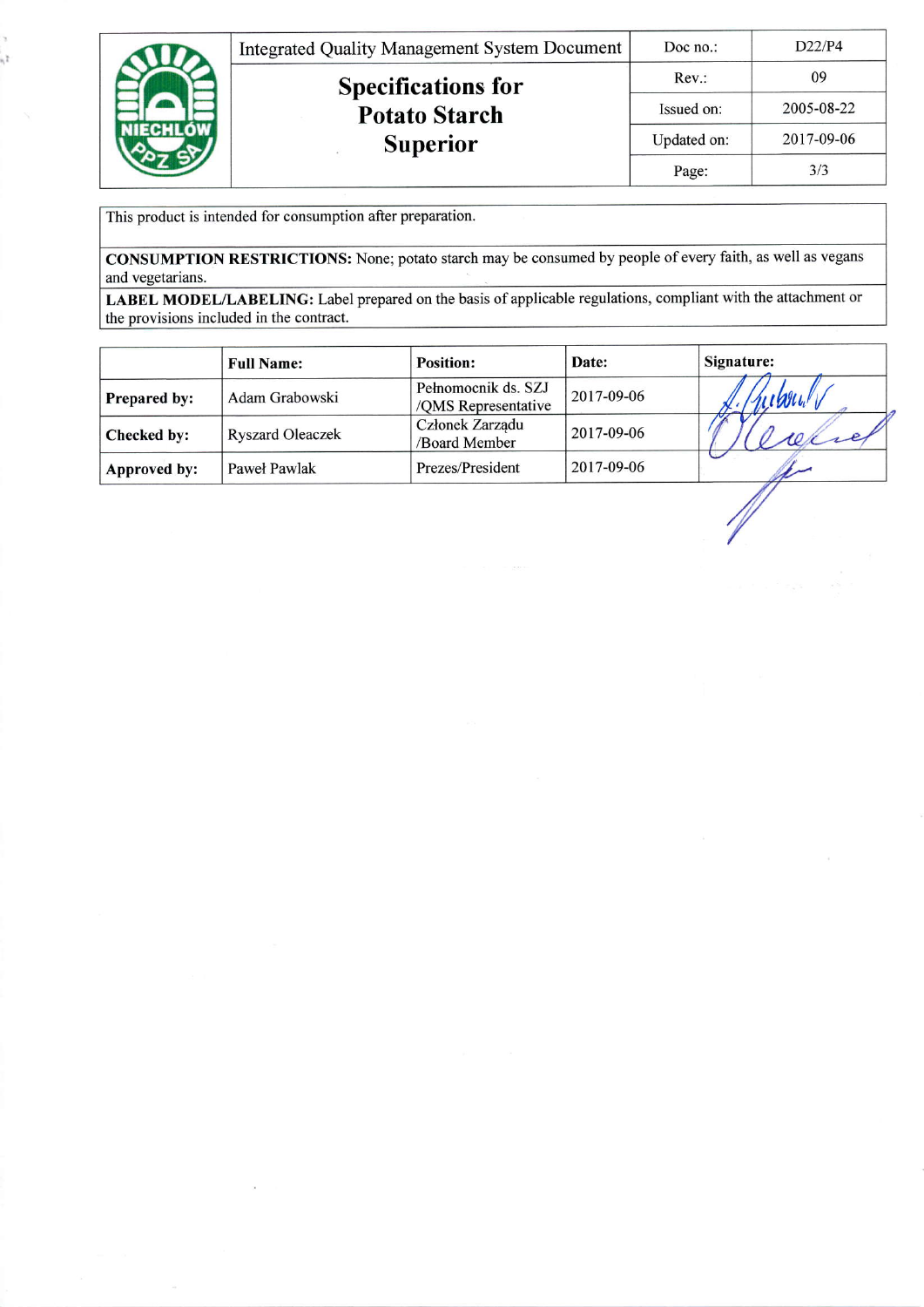| | Integrated Quality Management System Document | Doc no.: | D22/P4 |
|---|---|---|---|
| NIECHLÓW PPZ SA | **Specifications for Potato Starch Superior** | Rev.: | 09 |
| | | Issued on: | 2005-08-22 |
| | | Updated on: | 2017-09-06 |
| | | Page: | 3/3 |

| |
|---|
| This product is intended for consumption after preparation. |
| **CONSUMPTION RESTRICTIONS:** None; potato starch may be consumed by people of every faith, as well as vegans and vegetarians. |
| **LABEL MODEL/LABELING:** Label prepared on the basis of applicable regulations, compliant with the attachment or the provisions included in the contract. |

| | **Full Name:** | **Position:** | **Date:** | **Signature:** |
|---|---|---|---|---|
| **Prepared by:** | Adam Grabowski | Pełnomocnik ds. SZJ /QMS Representative | 2017-09-06 | |
| **Checked by:** | Ryszard Oleaczek | Członek Zarządu /Board Member | 2017-09-06 | |
| **Approved by:** | Paweł Pawlak | Prezes/President | 2017-09-06 | |